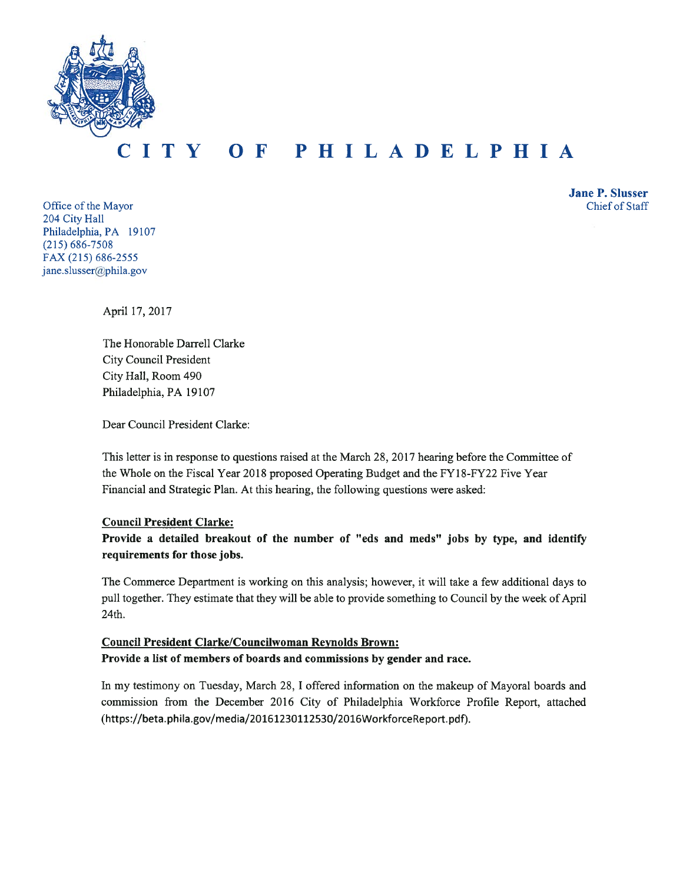# CITY OF PHILADELPHIA

Office of the Mayor
204 City Hall
Philadelphia, PA 19107
(215) 686-7508
FAX (215) 686-2555
jane.slusser@phila.gov

**Jane P. Slusser**
Chief of Staff

April 17, 2017

The Honorable Darrell Clarke
City Council President
City Hall, Room 490
Philadelphia, PA 19107

Dear Council President Clarke:

This letter is in response to questions raised at the March 28, 2017 hearing before the Committee of the Whole on the Fiscal Year 2018 proposed Operating Budget and the FY18-FY22 Five Year Financial and Strategic Plan. At this hearing, the following questions were asked:

**Council President Clarke:**

**Provide a detailed breakout of the number of "eds and meds" jobs by type, and identify requirements for those jobs.**

The Commerce Department is working on this analysis; however, it will take a few additional days to pull together. They estimate that they will be able to provide something to Council by the week of April 24th.

**Council President Clarke/Councilwoman Reynolds Brown:**

**Provide a list of members of boards and commissions by gender and race.**

In my testimony on Tuesday, March 28, I offered information on the makeup of Mayoral boards and commission from the December 2016 City of Philadelphia Workforce Profile Report, attached (https://beta.phila.gov/media/20161230112530/2016WorkforceReport.pdf).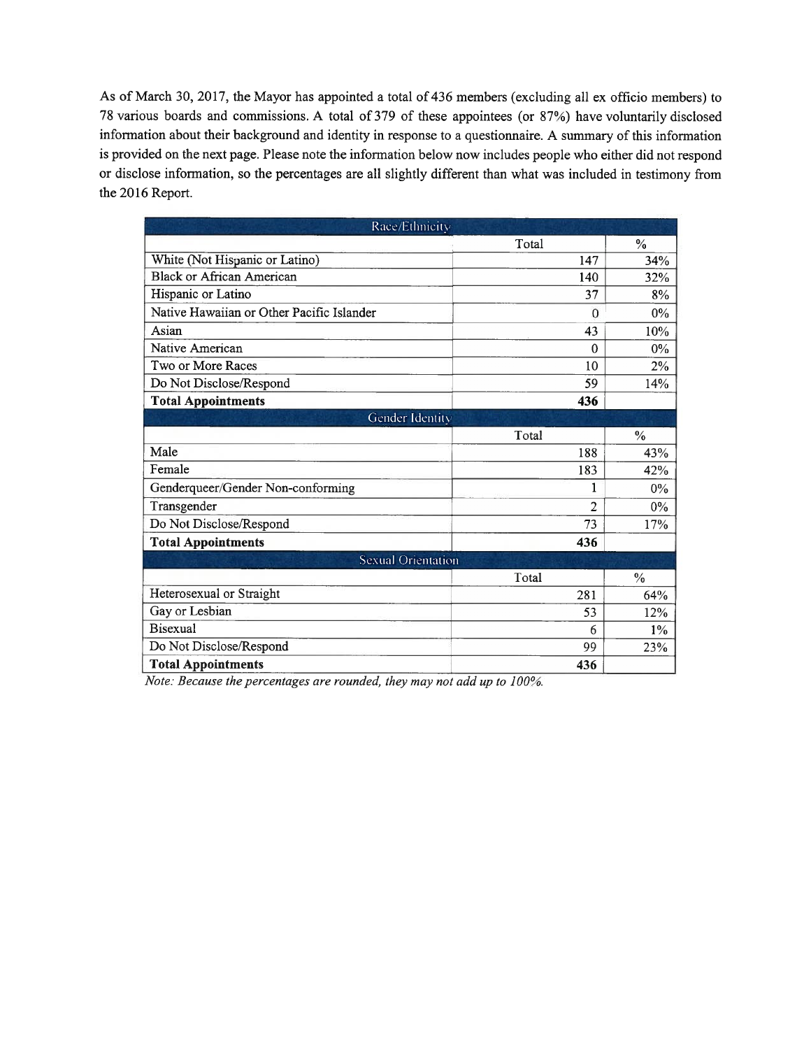As of March 30, 2017, the Mayor has appointed a total of 436 members (excluding all ex officio members) to 78 various boards and commissions. A total of 379 of these appointees (or 87%) have voluntarily disclosed information about their background and identity in response to a questionnaire. A summary of this information is provided on the next page. Please note the information below now includes people who either did not respond or disclose information, so the percentages are all slightly different than what was included in testimony from the 2016 Report.

| Race/Ethnicity | | |
|---|---|---|
| | Total | % |
| White (Not Hispanic or Latino) | 147 | 34% |
| Black or African American | 140 | 32% |
| Hispanic or Latino | 37 | 8% |
| Native Hawaiian or Other Pacific Islander | 0 | 0% |
| Asian | 43 | 10% |
| Native American | 0 | 0% |
| Two or More Races | 10 | 2% |
| Do Not Disclose/Respond | 59 | 14% |
| **Total Appointments** | **436** | |
| **Gender Identity** | | |
| | Total | % |
| Male | 188 | 43% |
| Female | 183 | 42% |
| Genderqueer/Gender Non-conforming | 1 | 0% |
| Transgender | 2 | 0% |
| Do Not Disclose/Respond | 73 | 17% |
| **Total Appointments** | **436** | |
| **Sexual Orientation** | | |
| | Total | % |
| Heterosexual or Straight | 281 | 64% |
| Gay or Lesbian | 53 | 12% |
| Bisexual | 6 | 1% |
| Do Not Disclose/Respond | 99 | 23% |
| **Total Appointments** | **436** | |

*Note: Because the percentages are rounded, they may not add up to 100%.*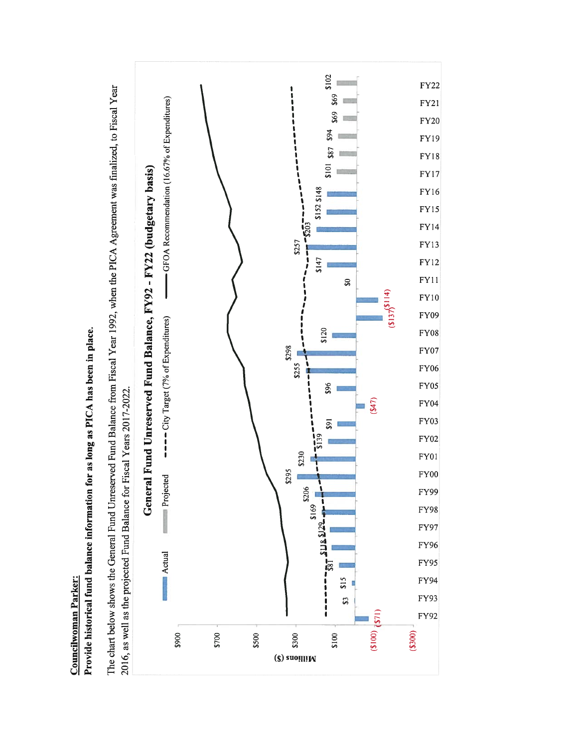**Councilwoman Parker:**

**Provide historical fund balance information for as long as PICA has been in place.**

The chart below shows the General Fund Unreserved Fund Balance from Fiscal Year 1992, when the PICA Agreement was finalized, to Fiscal Year 2016, as well as the projected Fund Balance for Fiscal Years 2017-2022.

**General Fund Unreserved Fund Balance, FY92 - FY22 (budgetary basis)**

Legend: Actual; Projected; City Target (7% of Expenditures); GFOA Recommendation (16.67% of Expenditures)

Y-axis: Millions ($)

| Fiscal Year | Fund Balance (Millions $) | Type |
|---|---|---|
| FY92 | ($71) | Actual |
| FY93 | $3 | Actual |
| FY94 | $15 | Actual |
| FY95 | $81 | Actual |
| FY96 | $118 | Actual |
| FY97 | $129 | Actual |
| FY98 | $169 | Actual |
| FY99 | $206 | Actual |
| FY00 | $295 | Actual |
| FY01 | $230 | Actual |
| FY02 | $139 | Actual |
| FY03 | $91 | Actual |
| FY04 | ($47) | Actual |
| FY05 | $96 | Actual |
| FY06 | $255 | Actual |
| FY07 | $298 | Actual |
| FY08 | $120 | Actual |
| FY09 | ($137) | Actual |
| FY10 | ($114) | Actual |
| FY11 | $0 | Actual |
| FY12 | $147 | Actual |
| FY13 | $257 | Actual |
| FY14 | $203 | Actual |
| FY15 | $152 | Actual |
| FY16 | $148 | Actual |
| FY17 | $101 | Projected |
| FY18 | $87 | Projected |
| FY19 | $94 | Projected |
| FY20 | $69 | Projected |
| FY21 | $69 | Projected |
| FY22 | $102 | Projected |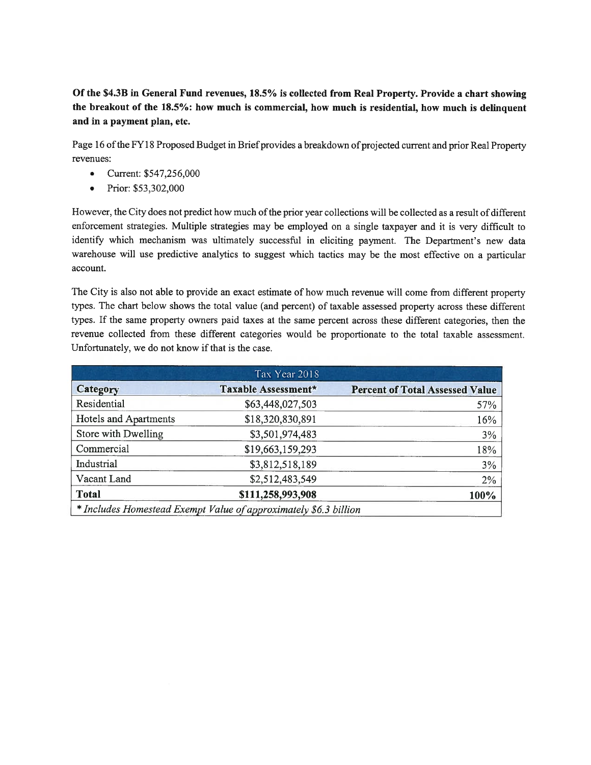**Of the $4.3B in General Fund revenues, 18.5% is collected from Real Property. Provide a chart showing the breakout of the 18.5%: how much is commercial, how much is residential, how much is delinquent and in a payment plan, etc.**

Page 16 of the FY18 Proposed Budget in Brief provides a breakdown of projected current and prior Real Property revenues:

- Current: $547,256,000
- Prior: $53,302,000

However, the City does not predict how much of the prior year collections will be collected as a result of different enforcement strategies. Multiple strategies may be employed on a single taxpayer and it is very difficult to identify which mechanism was ultimately successful in eliciting payment. The Department's new data warehouse will use predictive analytics to suggest which tactics may be the most effective on a particular account.

The City is also not able to provide an exact estimate of how much revenue will come from different property types. The chart below shows the total value (and percent) of taxable assessed property across these different types. If the same property owners paid taxes at the same percent across these different categories, then the revenue collected from these different categories would be proportionate to the total taxable assessment. Unfortunately, we do not know if that is the case.

| Tax Year 2018 | | |
|---|---|---|
| **Category** | **Taxable Assessment*** | **Percent of Total Assessed Value** |
| Residential | $63,448,027,503 | 57% |
| Hotels and Apartments | $18,320,830,891 | 16% |
| Store with Dwelling | $3,501,974,483 | 3% |
| Commercial | $19,663,159,293 | 18% |
| Industrial | $3,812,518,189 | 3% |
| Vacant Land | $2,512,483,549 | 2% |
| **Total** | **$111,258,993,908** | **100%** |

*\* Includes Homestead Exempt Value of approximately $6.3 billion*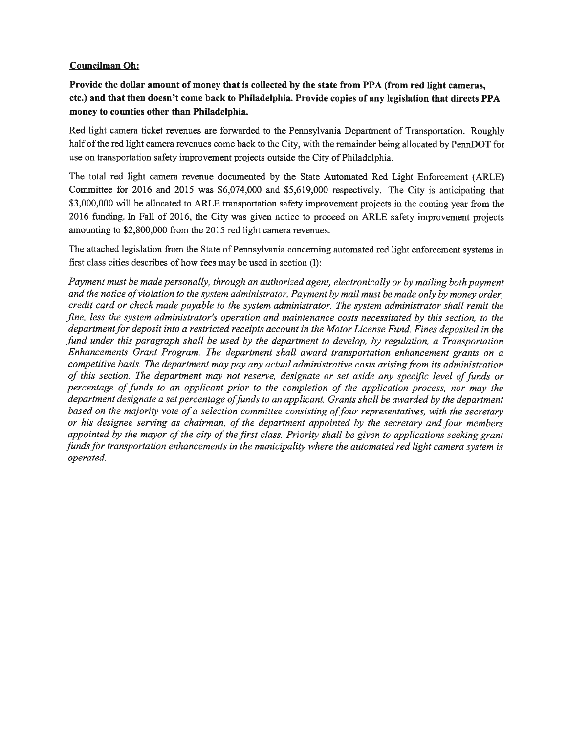**Councilman Oh:**

**Provide the dollar amount of money that is collected by the state from PPA (from red light cameras, etc.) and that then doesn't come back to Philadelphia. Provide copies of any legislation that directs PPA money to counties other than Philadelphia.**

Red light camera ticket revenues are forwarded to the Pennsylvania Department of Transportation. Roughly half of the red light camera revenues come back to the City, with the remainder being allocated by PennDOT for use on transportation safety improvement projects outside the City of Philadelphia.

The total red light camera revenue documented by the State Automated Red Light Enforcement (ARLE) Committee for 2016 and 2015 was $6,074,000 and $5,619,000 respectively. The City is anticipating that $3,000,000 will be allocated to ARLE transportation safety improvement projects in the coming year from the 2016 funding. In Fall of 2016, the City was given notice to proceed on ARLE safety improvement projects amounting to $2,800,000 from the 2015 red light camera revenues.

The attached legislation from the State of Pennsylvania concerning automated red light enforcement systems in first class cities describes of how fees may be used in section (l):

*Payment must be made personally, through an authorized agent, electronically or by mailing both payment and the notice of violation to the system administrator. Payment by mail must be made only by money order, credit card or check made payable to the system administrator. The system administrator shall remit the fine, less the system administrator's operation and maintenance costs necessitated by this section, to the department for deposit into a restricted receipts account in the Motor License Fund. Fines deposited in the fund under this paragraph shall be used by the department to develop, by regulation, a Transportation Enhancements Grant Program. The department shall award transportation enhancement grants on a competitive basis. The department may pay any actual administrative costs arising from its administration of this section. The department may not reserve, designate or set aside any specific level of funds or percentage of funds to an applicant prior to the completion of the application process, nor may the department designate a set percentage of funds to an applicant. Grants shall be awarded by the department based on the majority vote of a selection committee consisting of four representatives, with the secretary or his designee serving as chairman, of the department appointed by the secretary and four members appointed by the mayor of the city of the first class. Priority shall be given to applications seeking grant funds for transportation enhancements in the municipality where the automated red light camera system is operated.*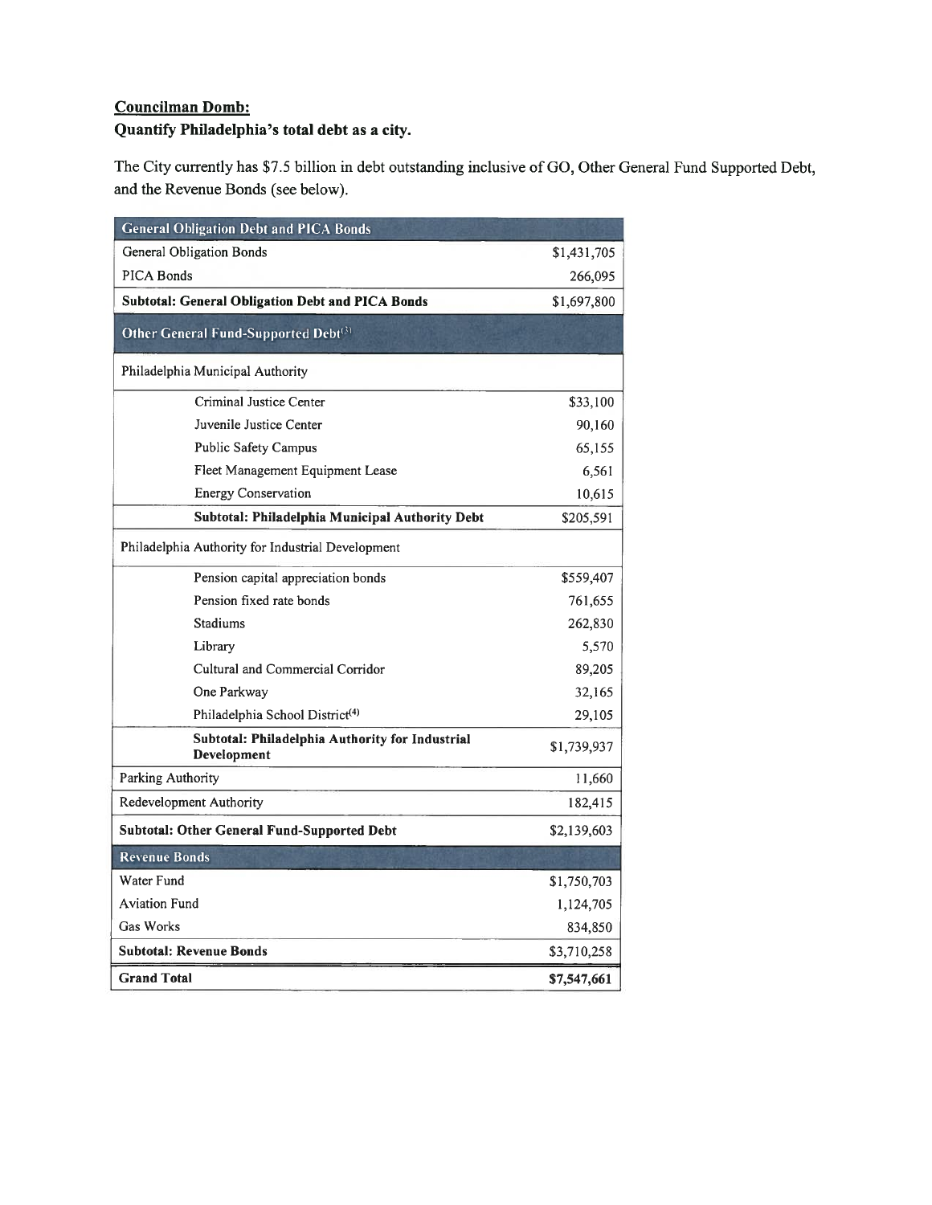**Councilman Domb:**

**Quantify Philadelphia's total debt as a city.**

The City currently has $7.5 billion in debt outstanding inclusive of GO, Other General Fund Supported Debt, and the Revenue Bonds (see below).

| General Obligation Debt and PICA Bonds | |
|---|---|
| General Obligation Bonds | $1,431,705 |
| PICA Bonds | 266,095 |
| **Subtotal: General Obligation Debt and PICA Bonds** | **$1,697,800** |
| **Other General Fund-Supported Debt[3]** | |
| Philadelphia Municipal Authority | |
| Criminal Justice Center | $33,100 |
| Juvenile Justice Center | 90,160 |
| Public Safety Campus | 65,155 |
| Fleet Management Equipment Lease | 6,561 |
| Energy Conservation | 10,615 |
| **Subtotal: Philadelphia Municipal Authority Debt** | $205,591 |
| Philadelphia Authority for Industrial Development | |
| Pension capital appreciation bonds | $559,407 |
| Pension fixed rate bonds | 761,655 |
| Stadiums | 262,830 |
| Library | 5,570 |
| Cultural and Commercial Corridor | 89,205 |
| One Parkway | 32,165 |
| Philadelphia School District[4] | 29,105 |
| **Subtotal: Philadelphia Authority for Industrial Development** | $1,739,937 |
| Parking Authority | 11,660 |
| Redevelopment Authority | 182,415 |
| **Subtotal: Other General Fund-Supported Debt** | $2,139,603 |
| **Revenue Bonds** | |
| Water Fund | $1,750,703 |
| Aviation Fund | 1,124,705 |
| Gas Works | 834,850 |
| **Subtotal: Revenue Bonds** | $3,710,258 |
| **Grand Total** | **$7,547,661** |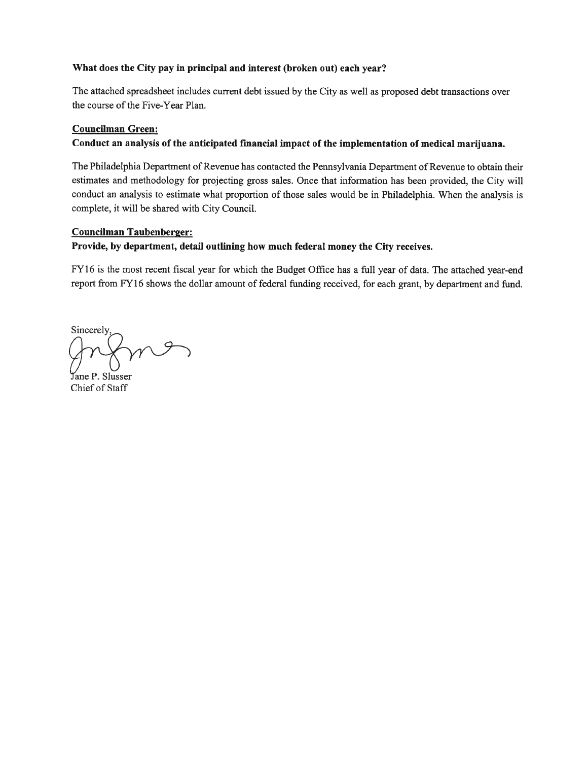**What does the City pay in principal and interest (broken out) each year?**

The attached spreadsheet includes current debt issued by the City as well as proposed debt transactions over the course of the Five-Year Plan.

**Councilman Green:**

**Conduct an analysis of the anticipated financial impact of the implementation of medical marijuana.**

The Philadelphia Department of Revenue has contacted the Pennsylvania Department of Revenue to obtain their estimates and methodology for projecting gross sales. Once that information has been provided, the City will conduct an analysis to estimate what proportion of those sales would be in Philadelphia. When the analysis is complete, it will be shared with City Council.

**Councilman Taubenberger:**

**Provide, by department, detail outlining how much federal money the City receives.**

FY16 is the most recent fiscal year for which the Budget Office has a full year of data. The attached year-end report from FY16 shows the dollar amount of federal funding received, for each grant, by department and fund.

Sincerely,

Jane P. Slusser
Chief of Staff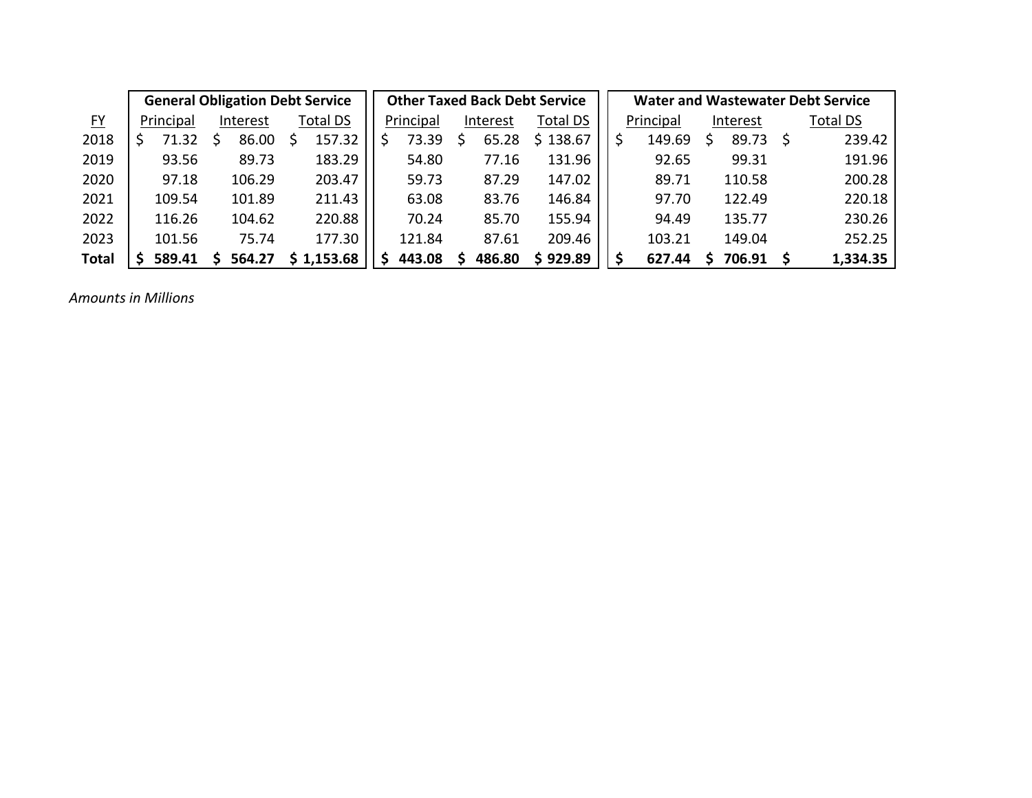| FY | General Obligation Debt Service | | | Other Taxed Back Debt Service | | | Water and Wastewater Debt Service | | |
|---|---|---|---|---|---|---|---|---|---|
| | Principal | Interest | Total DS | Principal | Interest | Total DS | Principal | Interest | Total DS |
| 2018 | $ 71.32 | $ 86.00 | $ 157.32 | $ 73.39 | $ 65.28 | $ 138.67 | $ 149.69 | $ 89.73 | $ 239.42 |
| 2019 | 93.56 | 89.73 | 183.29 | 54.80 | 77.16 | 131.96 | 92.65 | 99.31 | 191.96 |
| 2020 | 97.18 | 106.29 | 203.47 | 59.73 | 87.29 | 147.02 | 89.71 | 110.58 | 200.28 |
| 2021 | 109.54 | 101.89 | 211.43 | 63.08 | 83.76 | 146.84 | 97.70 | 122.49 | 220.18 |
| 2022 | 116.26 | 104.62 | 220.88 | 70.24 | 85.70 | 155.94 | 94.49 | 135.77 | 230.26 |
| 2023 | 101.56 | 75.74 | 177.30 | 121.84 | 87.61 | 209.46 | 103.21 | 149.04 | 252.25 |
| **Total** | **$ 589.41** | **$ 564.27** | **$ 1,153.68** | **$ 443.08** | **$ 486.80** | **$ 929.89** | **$ 627.44** | **$ 706.91** | **$ 1,334.35** |

*Amounts in Millions*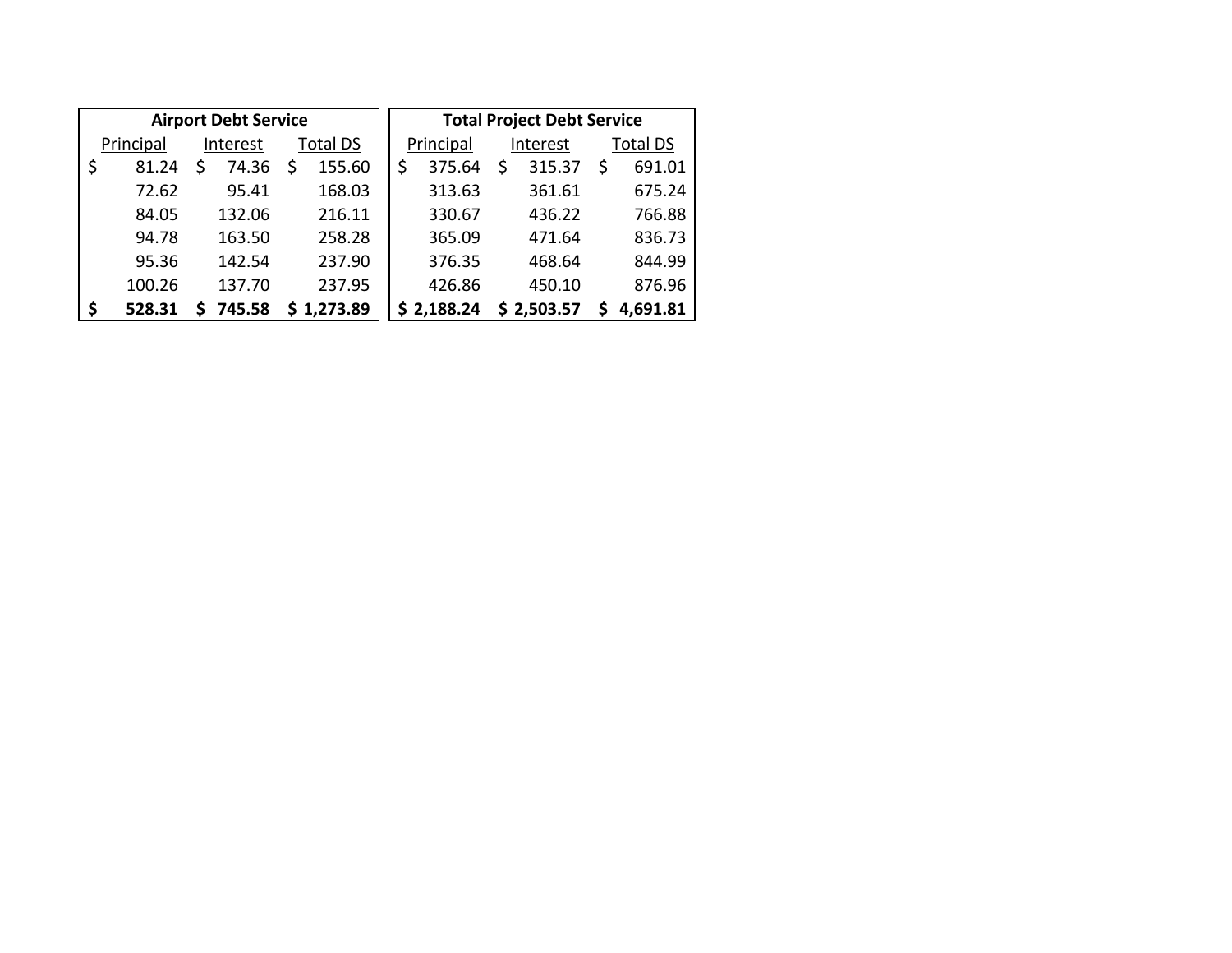| Airport Debt Service | | | Total Project Debt Service | | |
|---|---|---|---|---|---|
| Principal | Interest | Total DS | Principal | Interest | Total DS |
| $ 81.24 | $ 74.36 | $ 155.60 | $ 375.64 | $ 315.37 | $ 691.01 |
| 72.62 | 95.41 | 168.03 | 313.63 | 361.61 | 675.24 |
| 84.05 | 132.06 | 216.11 | 330.67 | 436.22 | 766.88 |
| 94.78 | 163.50 | 258.28 | 365.09 | 471.64 | 836.73 |
| 95.36 | 142.54 | 237.90 | 376.35 | 468.64 | 844.99 |
| 100.26 | 137.70 | 237.95 | 426.86 | 450.10 | 876.96 |
| **$ 528.31** | **$ 745.58** | **$ 1,273.89** | **$ 2,188.24** | **$ 2,503.57** | **$ 4,691.81** |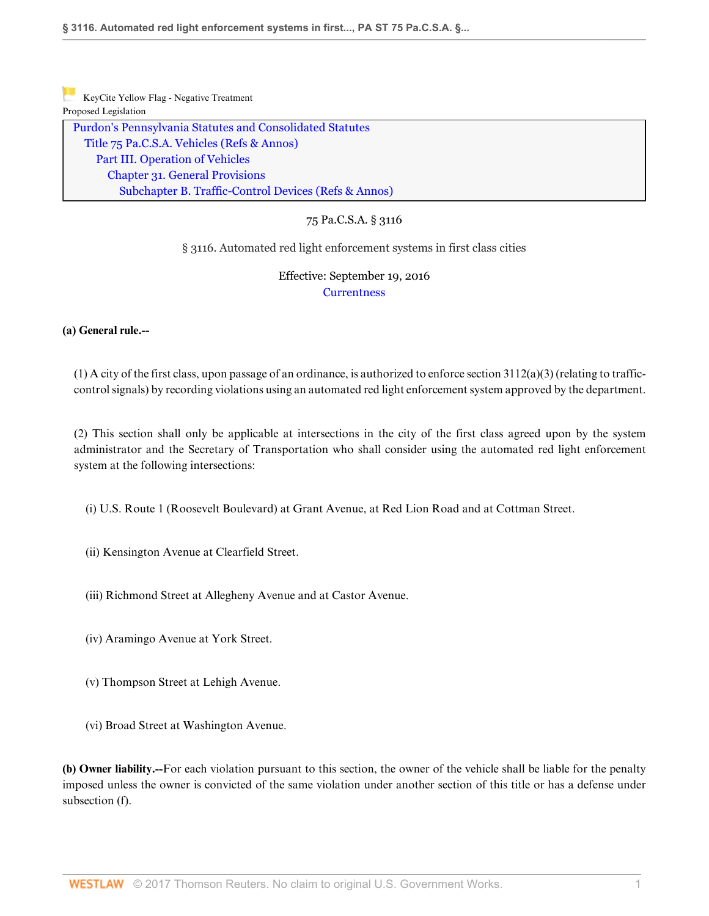KeyCite Yellow Flag - Negative Treatment
Proposed Legislation

Purdon's Pennsylvania Statutes and Consolidated Statutes
Title 75 Pa.C.S.A. Vehicles (Refs & Annos)
Part III. Operation of Vehicles
Chapter 31. General Provisions
Subchapter B. Traffic-Control Devices (Refs & Annos)

75 Pa.C.S.A. § 3116

§ 3116. Automated red light enforcement systems in first class cities

Effective: September 19, 2016
Currentness

**(a) General rule.--**

(1) A city of the first class, upon passage of an ordinance, is authorized to enforce section 3112(a)(3) (relating to traffic-control signals) by recording violations using an automated red light enforcement system approved by the department.

(2) This section shall only be applicable at intersections in the city of the first class agreed upon by the system administrator and the Secretary of Transportation who shall consider using the automated red light enforcement system at the following intersections:

(i) U.S. Route 1 (Roosevelt Boulevard) at Grant Avenue, at Red Lion Road and at Cottman Street.

(ii) Kensington Avenue at Clearfield Street.

(iii) Richmond Street at Allegheny Avenue and at Castor Avenue.

(iv) Aramingo Avenue at York Street.

(v) Thompson Street at Lehigh Avenue.

(vi) Broad Street at Washington Avenue.

**(b) Owner liability.--**For each violation pursuant to this section, the owner of the vehicle shall be liable for the penalty imposed unless the owner is convicted of the same violation under another section of this title or has a defense under subsection (f).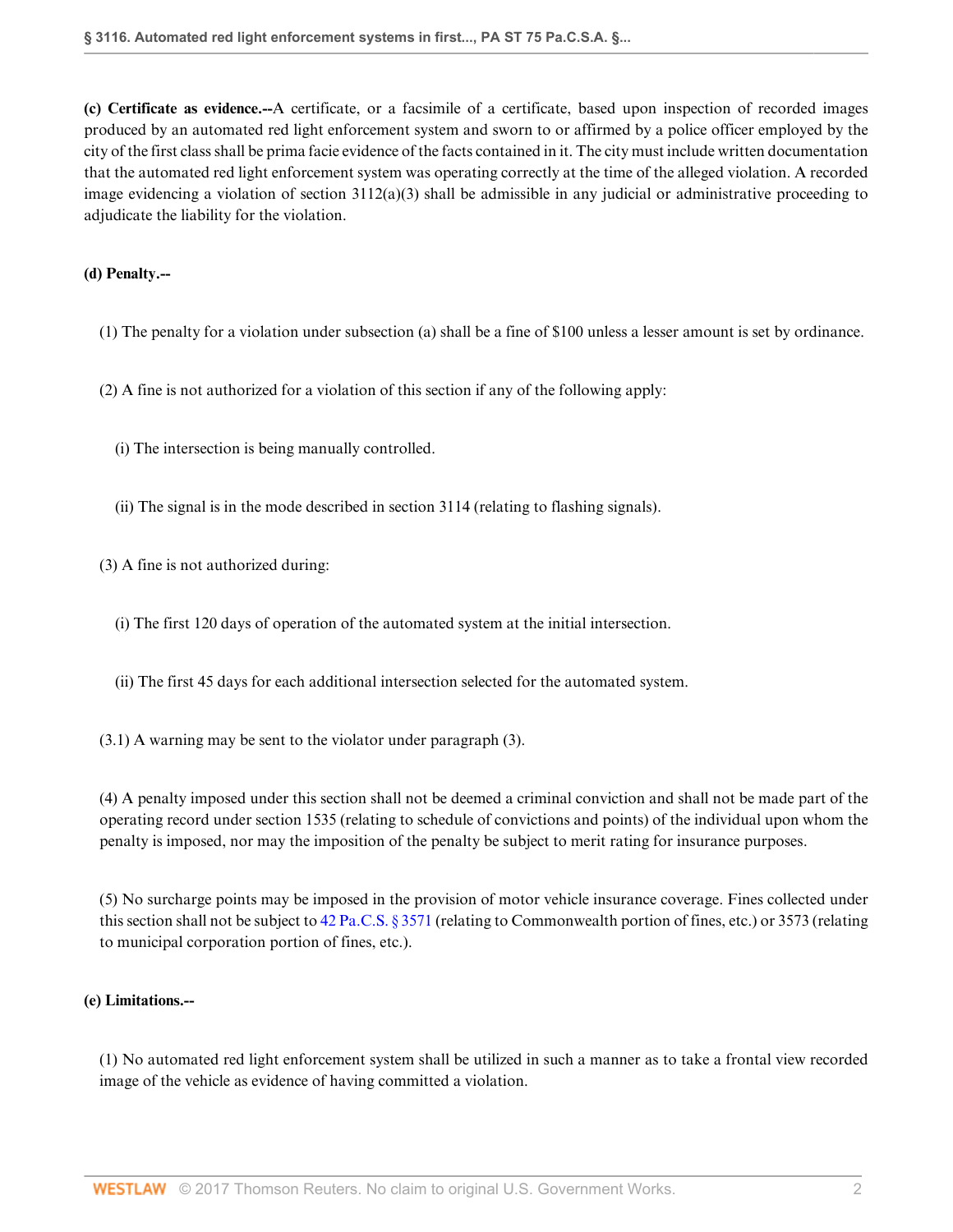**(c) Certificate as evidence.--**A certificate, or a facsimile of a certificate, based upon inspection of recorded images produced by an automated red light enforcement system and sworn to or affirmed by a police officer employed by the city of the first class shall be prima facie evidence of the facts contained in it. The city must include written documentation that the automated red light enforcement system was operating correctly at the time of the alleged violation. A recorded image evidencing a violation of section 3112(a)(3) shall be admissible in any judicial or administrative proceeding to adjudicate the liability for the violation.

**(d) Penalty.--**

(1) The penalty for a violation under subsection (a) shall be a fine of $100 unless a lesser amount is set by ordinance.

(2) A fine is not authorized for a violation of this section if any of the following apply:

(i) The intersection is being manually controlled.

(ii) The signal is in the mode described in section 3114 (relating to flashing signals).

(3) A fine is not authorized during:

(i) The first 120 days of operation of the automated system at the initial intersection.

(ii) The first 45 days for each additional intersection selected for the automated system.

(3.1) A warning may be sent to the violator under paragraph (3).

(4) A penalty imposed under this section shall not be deemed a criminal conviction and shall not be made part of the operating record under section 1535 (relating to schedule of convictions and points) of the individual upon whom the penalty is imposed, nor may the imposition of the penalty be subject to merit rating for insurance purposes.

(5) No surcharge points may be imposed in the provision of motor vehicle insurance coverage. Fines collected under this section shall not be subject to 42 Pa.C.S. § 3571 (relating to Commonwealth portion of fines, etc.) or 3573 (relating to municipal corporation portion of fines, etc.).

**(e) Limitations.--**

(1) No automated red light enforcement system shall be utilized in such a manner as to take a frontal view recorded image of the vehicle as evidence of having committed a violation.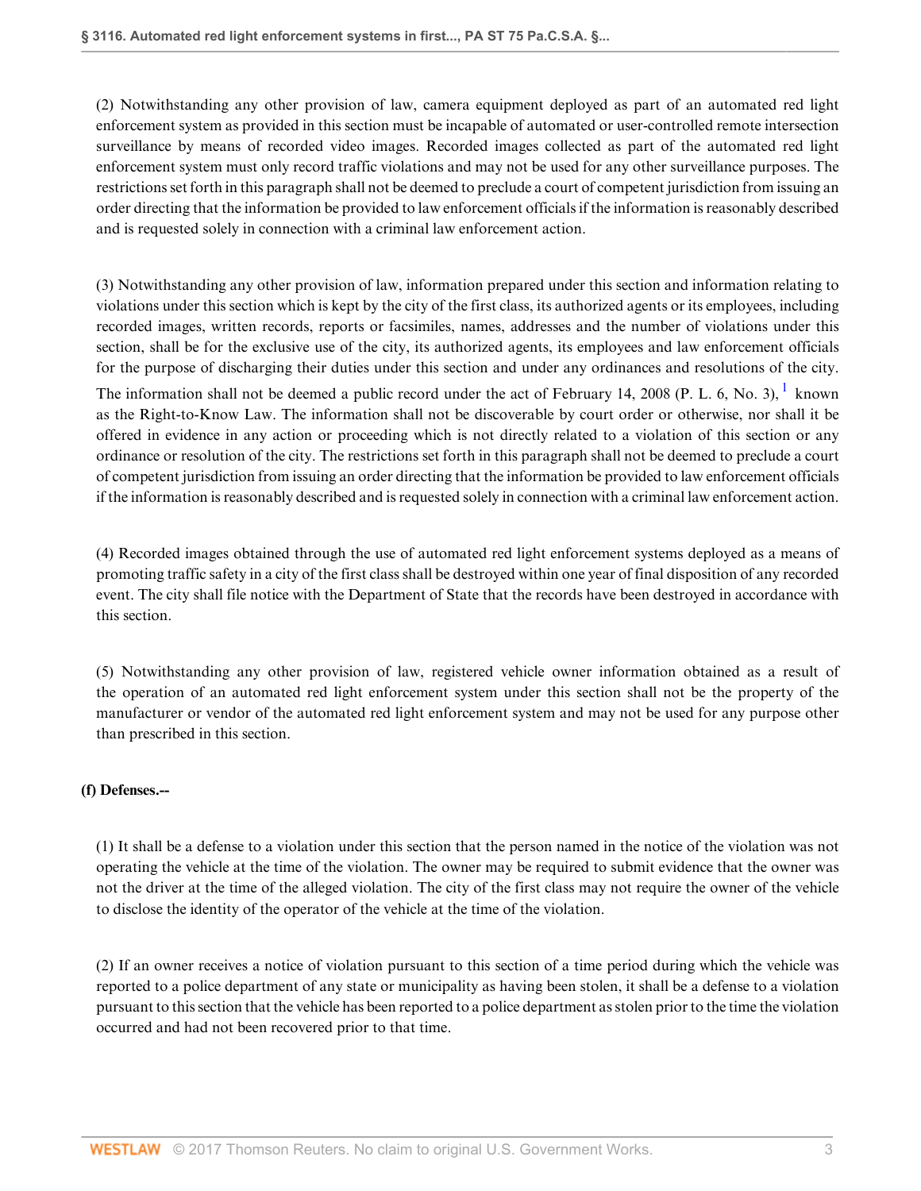(2) Notwithstanding any other provision of law, camera equipment deployed as part of an automated red light enforcement system as provided in this section must be incapable of automated or user-controlled remote intersection surveillance by means of recorded video images. Recorded images collected as part of the automated red light enforcement system must only record traffic violations and may not be used for any other surveillance purposes. The restrictions set forth in this paragraph shall not be deemed to preclude a court of competent jurisdiction from issuing an order directing that the information be provided to law enforcement officials if the information is reasonably described and is requested solely in connection with a criminal law enforcement action.

(3) Notwithstanding any other provision of law, information prepared under this section and information relating to violations under this section which is kept by the city of the first class, its authorized agents or its employees, including recorded images, written records, reports or facsimiles, names, addresses and the number of violations under this section, shall be for the exclusive use of the city, its authorized agents, its employees and law enforcement officials for the purpose of discharging their duties under this section and under any ordinances and resolutions of the city. The information shall not be deemed a public record under the act of February 14, 2008 (P. L. 6, No. 3), [1] known as the Right-to-Know Law. The information shall not be discoverable by court order or otherwise, nor shall it be offered in evidence in any action or proceeding which is not directly related to a violation of this section or any ordinance or resolution of the city. The restrictions set forth in this paragraph shall not be deemed to preclude a court of competent jurisdiction from issuing an order directing that the information be provided to law enforcement officials if the information is reasonably described and is requested solely in connection with a criminal law enforcement action.

(4) Recorded images obtained through the use of automated red light enforcement systems deployed as a means of promoting traffic safety in a city of the first class shall be destroyed within one year of final disposition of any recorded event. The city shall file notice with the Department of State that the records have been destroyed in accordance with this section.

(5) Notwithstanding any other provision of law, registered vehicle owner information obtained as a result of the operation of an automated red light enforcement system under this section shall not be the property of the manufacturer or vendor of the automated red light enforcement system and may not be used for any purpose other than prescribed in this section.

**(f) Defenses.--**

(1) It shall be a defense to a violation under this section that the person named in the notice of the violation was not operating the vehicle at the time of the violation. The owner may be required to submit evidence that the owner was not the driver at the time of the alleged violation. The city of the first class may not require the owner of the vehicle to disclose the identity of the operator of the vehicle at the time of the violation.

(2) If an owner receives a notice of violation pursuant to this section of a time period during which the vehicle was reported to a police department of any state or municipality as having been stolen, it shall be a defense to a violation pursuant to this section that the vehicle has been reported to a police department as stolen prior to the time the violation occurred and had not been recovered prior to that time.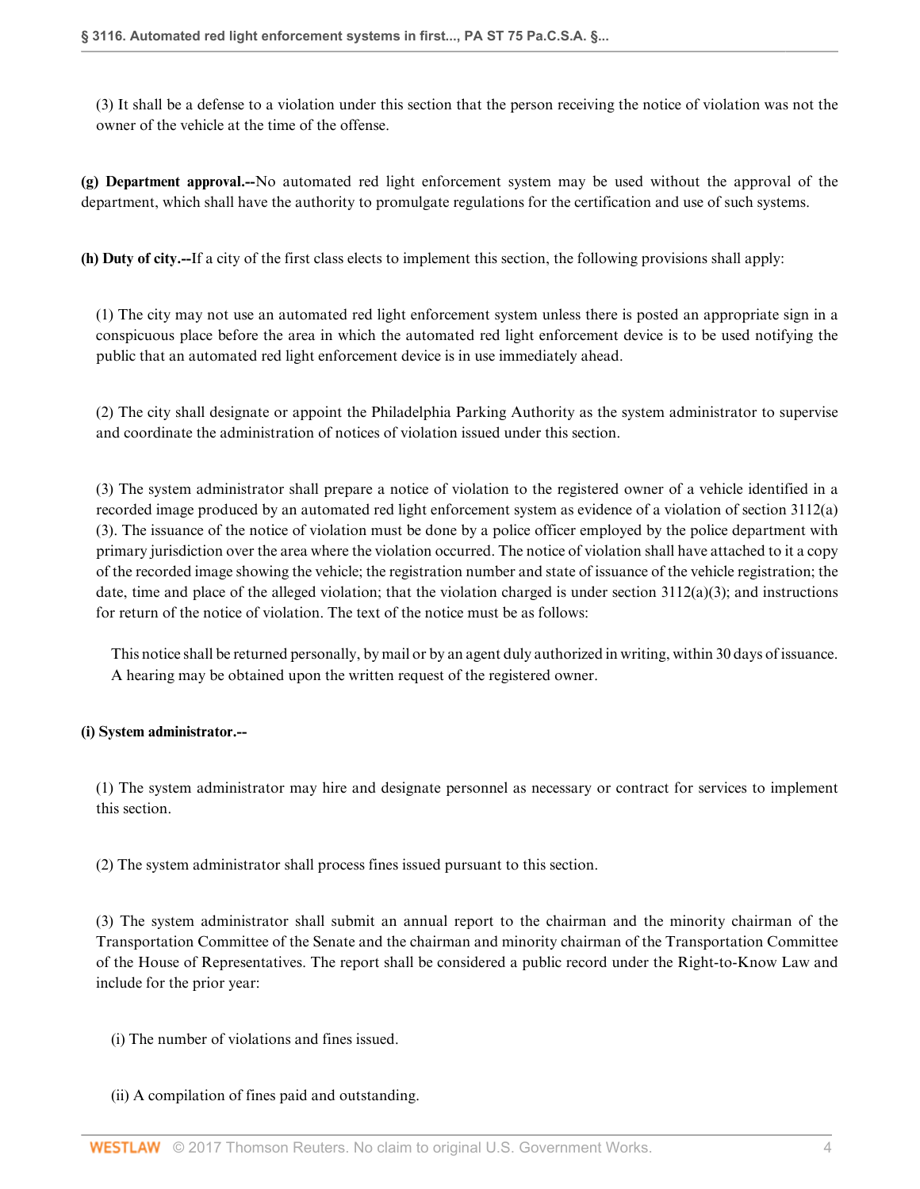(3) It shall be a defense to a violation under this section that the person receiving the notice of violation was not the owner of the vehicle at the time of the offense.

**(g) Department approval.--**No automated red light enforcement system may be used without the approval of the department, which shall have the authority to promulgate regulations for the certification and use of such systems.

**(h) Duty of city.--**If a city of the first class elects to implement this section, the following provisions shall apply:

(1) The city may not use an automated red light enforcement system unless there is posted an appropriate sign in a conspicuous place before the area in which the automated red light enforcement device is to be used notifying the public that an automated red light enforcement device is in use immediately ahead.

(2) The city shall designate or appoint the Philadelphia Parking Authority as the system administrator to supervise and coordinate the administration of notices of violation issued under this section.

(3) The system administrator shall prepare a notice of violation to the registered owner of a vehicle identified in a recorded image produced by an automated red light enforcement system as evidence of a violation of section 3112(a)(3). The issuance of the notice of violation must be done by a police officer employed by the police department with primary jurisdiction over the area where the violation occurred. The notice of violation shall have attached to it a copy of the recorded image showing the vehicle; the registration number and state of issuance of the vehicle registration; the date, time and place of the alleged violation; that the violation charged is under section 3112(a)(3); and instructions for return of the notice of violation. The text of the notice must be as follows:

> This notice shall be returned personally, by mail or by an agent duly authorized in writing, within 30 days of issuance. A hearing may be obtained upon the written request of the registered owner.

**(i) System administrator.--**

(1) The system administrator may hire and designate personnel as necessary or contract for services to implement this section.

(2) The system administrator shall process fines issued pursuant to this section.

(3) The system administrator shall submit an annual report to the chairman and the minority chairman of the Transportation Committee of the Senate and the chairman and minority chairman of the Transportation Committee of the House of Representatives. The report shall be considered a public record under the Right-to-Know Law and include for the prior year:

(i) The number of violations and fines issued.

(ii) A compilation of fines paid and outstanding.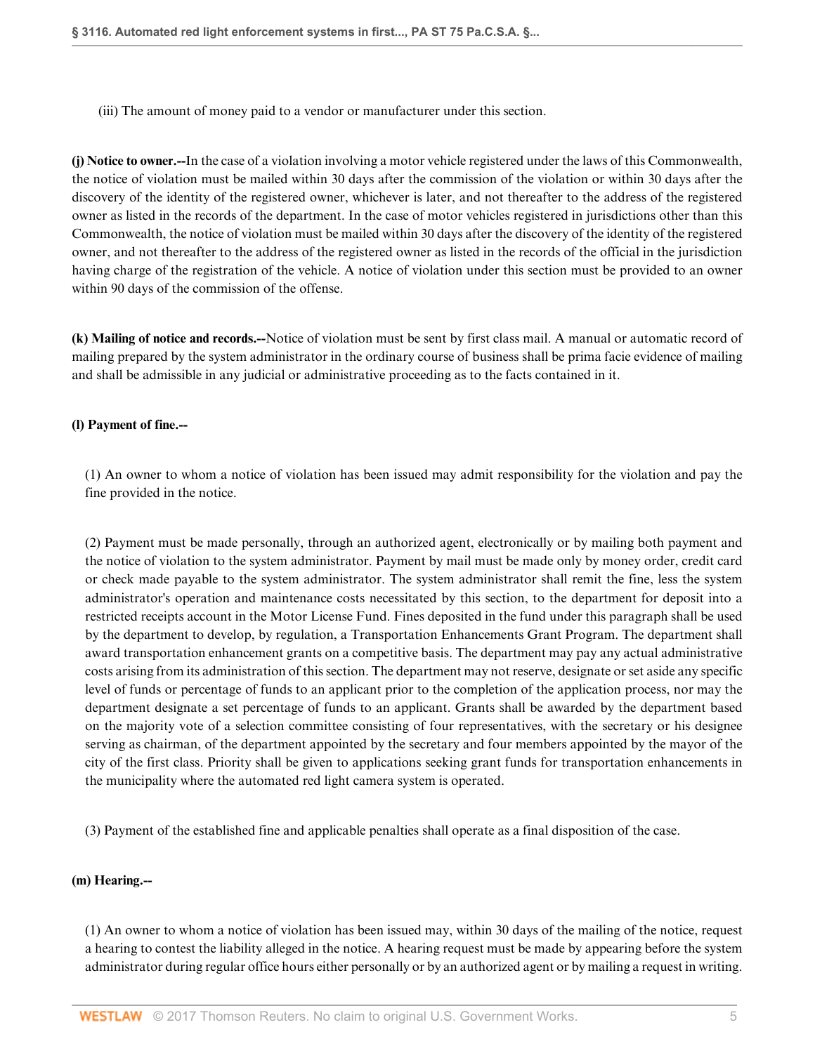(iii) The amount of money paid to a vendor or manufacturer under this section.

**(j) Notice to owner.--**In the case of a violation involving a motor vehicle registered under the laws of this Commonwealth, the notice of violation must be mailed within 30 days after the commission of the violation or within 30 days after the discovery of the identity of the registered owner, whichever is later, and not thereafter to the address of the registered owner as listed in the records of the department. In the case of motor vehicles registered in jurisdictions other than this Commonwealth, the notice of violation must be mailed within 30 days after the discovery of the identity of the registered owner, and not thereafter to the address of the registered owner as listed in the records of the official in the jurisdiction having charge of the registration of the vehicle. A notice of violation under this section must be provided to an owner within 90 days of the commission of the offense.

**(k) Mailing of notice and records.--**Notice of violation must be sent by first class mail. A manual or automatic record of mailing prepared by the system administrator in the ordinary course of business shall be prima facie evidence of mailing and shall be admissible in any judicial or administrative proceeding as to the facts contained in it.

**(l) Payment of fine.--**

(1) An owner to whom a notice of violation has been issued may admit responsibility for the violation and pay the fine provided in the notice.

(2) Payment must be made personally, through an authorized agent, electronically or by mailing both payment and the notice of violation to the system administrator. Payment by mail must be made only by money order, credit card or check made payable to the system administrator. The system administrator shall remit the fine, less the system administrator's operation and maintenance costs necessitated by this section, to the department for deposit into a restricted receipts account in the Motor License Fund. Fines deposited in the fund under this paragraph shall be used by the department to develop, by regulation, a Transportation Enhancements Grant Program. The department shall award transportation enhancement grants on a competitive basis. The department may pay any actual administrative costs arising from its administration of this section. The department may not reserve, designate or set aside any specific level of funds or percentage of funds to an applicant prior to the completion of the application process, nor may the department designate a set percentage of funds to an applicant. Grants shall be awarded by the department based on the majority vote of a selection committee consisting of four representatives, with the secretary or his designee serving as chairman, of the department appointed by the secretary and four members appointed by the mayor of the city of the first class. Priority shall be given to applications seeking grant funds for transportation enhancements in the municipality where the automated red light camera system is operated.

(3) Payment of the established fine and applicable penalties shall operate as a final disposition of the case.

**(m) Hearing.--**

(1) An owner to whom a notice of violation has been issued may, within 30 days of the mailing of the notice, request a hearing to contest the liability alleged in the notice. A hearing request must be made by appearing before the system administrator during regular office hours either personally or by an authorized agent or by mailing a request in writing.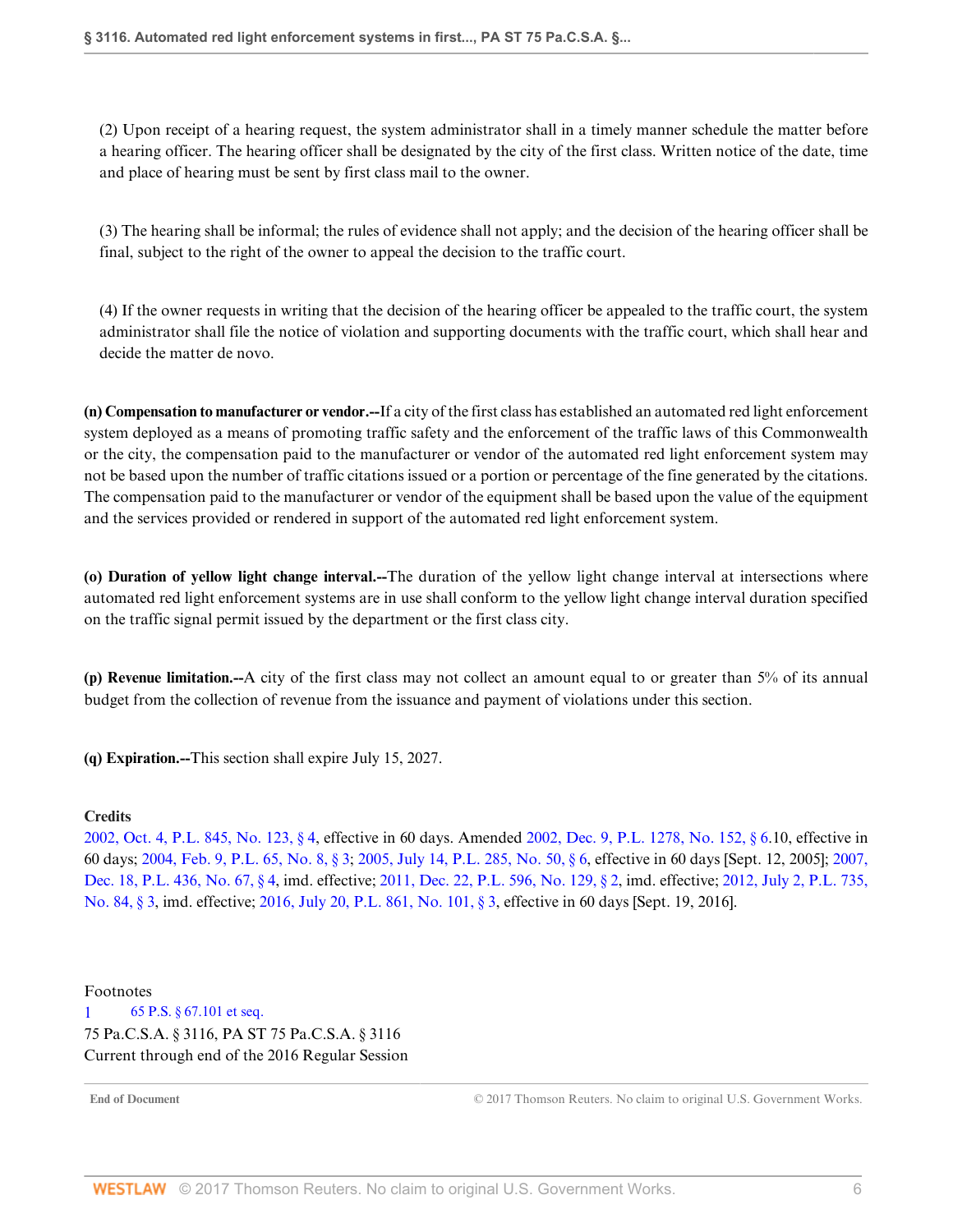(2) Upon receipt of a hearing request, the system administrator shall in a timely manner schedule the matter before a hearing officer. The hearing officer shall be designated by the city of the first class. Written notice of the date, time and place of hearing must be sent by first class mail to the owner.

(3) The hearing shall be informal; the rules of evidence shall not apply; and the decision of the hearing officer shall be final, subject to the right of the owner to appeal the decision to the traffic court.

(4) If the owner requests in writing that the decision of the hearing officer be appealed to the traffic court, the system administrator shall file the notice of violation and supporting documents with the traffic court, which shall hear and decide the matter de novo.

**(n) Compensation to manufacturer or vendor.--**If a city of the first class has established an automated red light enforcement system deployed as a means of promoting traffic safety and the enforcement of the traffic laws of this Commonwealth or the city, the compensation paid to the manufacturer or vendor of the automated red light enforcement system may not be based upon the number of traffic citations issued or a portion or percentage of the fine generated by the citations. The compensation paid to the manufacturer or vendor of the equipment shall be based upon the value of the equipment and the services provided or rendered in support of the automated red light enforcement system.

**(o) Duration of yellow light change interval.--**The duration of the yellow light change interval at intersections where automated red light enforcement systems are in use shall conform to the yellow light change interval duration specified on the traffic signal permit issued by the department or the first class city.

**(p) Revenue limitation.--**A city of the first class may not collect an amount equal to or greater than 5% of its annual budget from the collection of revenue from the issuance and payment of violations under this section.

**(q) Expiration.--**This section shall expire July 15, 2027.

**Credits**

2002, Oct. 4, P.L. 845, No. 123, § 4, effective in 60 days. Amended 2002, Dec. 9, P.L. 1278, No. 152, § 6.10, effective in 60 days; 2004, Feb. 9, P.L. 65, No. 8, § 3; 2005, July 14, P.L. 285, No. 50, § 6, effective in 60 days [Sept. 12, 2005]; 2007, Dec. 18, P.L. 436, No. 67, § 4, imd. effective; 2011, Dec. 22, P.L. 596, No. 129, § 2, imd. effective; 2012, July 2, P.L. 735, No. 84, § 3, imd. effective; 2016, July 20, P.L. 861, No. 101, § 3, effective in 60 days [Sept. 19, 2016].

Footnotes

1 65 P.S. § 67.101 et seq.

75 Pa.C.S.A. § 3116, PA ST 75 Pa.C.S.A. § 3116

Current through end of the 2016 Regular Session

End of Document © 2017 Thomson Reuters. No claim to original U.S. Government Works.